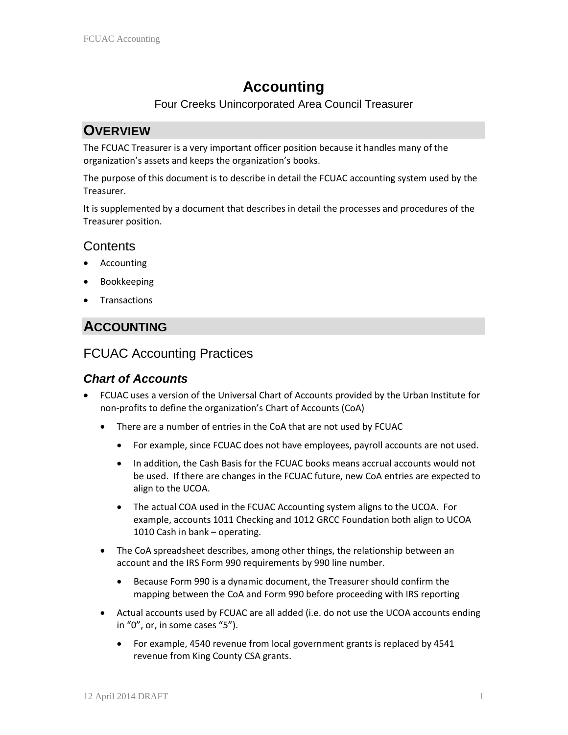# Accounting

Four Creeks Unincorporated Area Council Treasurer

## OVERVIEW

The FCUAC Treasurer is a very important officer position because it handles many of the organization's assets and keeps the organization's books.

The purpose of this document is to describe in detail the FCUAC accounting system used by the Treasurer.

It is supplemented by a document that describes in detail the processes and procedures of the Treasurer position.

### Contents

- Accounting
- Bookkeeping
- Transactions

## ACCOUNTING

### FCUAC Accounting Practices

#### *Chart of Accounts*

- FCUAC uses a version of the Universal Chart of Accounts provided by the Urban Institute for non-profits to define the organization's Chart of Accounts (CoA)
  - There are a number of entries in the CoA that are not used by FCUAC
    - For example, since FCUAC does not have employees, payroll accounts are not used.
    - In addition, the Cash Basis for the FCUAC books means accrual accounts would not be used. If there are changes in the FCUAC future, new CoA entries are expected to align to the UCOA.
    - The actual COA used in the FCUAC Accounting system aligns to the UCOA. For example, accounts 1011 Checking and 1012 GRCC Foundation both align to UCOA 1010 Cash in bank – operating.
  - The CoA spreadsheet describes, among other things, the relationship between an account and the IRS Form 990 requirements by 990 line number.
    - Because Form 990 is a dynamic document, the Treasurer should confirm the mapping between the CoA and Form 990 before proceeding with IRS reporting
  - Actual accounts used by FCUAC are all added (i.e. do not use the UCOA accounts ending in "0", or, in some cases "5").
    - For example, 4540 revenue from local government grants is replaced by 4541 revenue from King County CSA grants.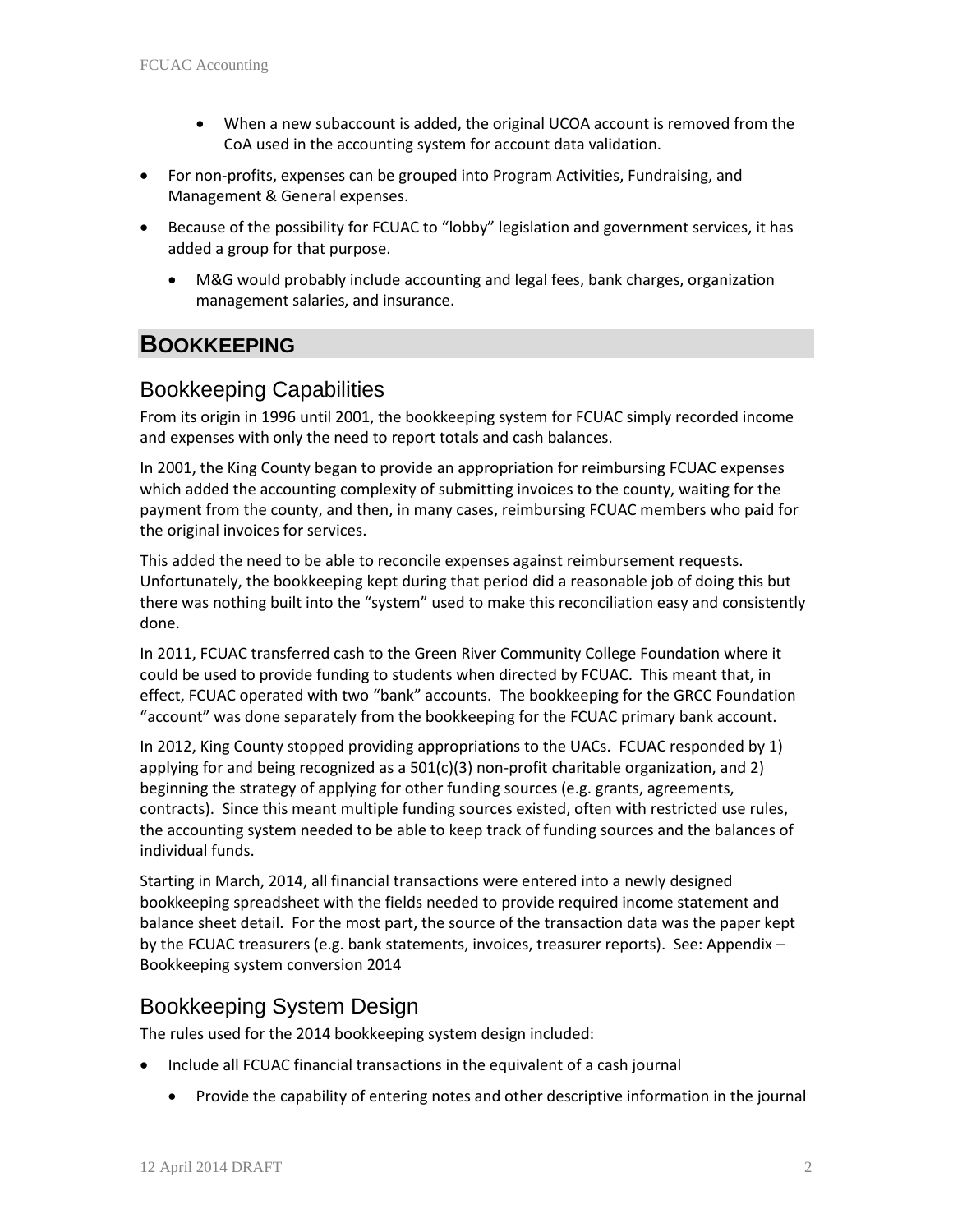- When a new subaccount is added, the original UCOA account is removed from the CoA used in the accounting system for account data validation.

- For non-profits, expenses can be grouped into Program Activities, Fundraising, and Management & General expenses.
- Because of the possibility for FCUAC to "lobby" legislation and government services, it has added a group for that purpose.
  - M&G would probably include accounting and legal fees, bank charges, organization management salaries, and insurance.

# BOOKKEEPING

## Bookkeeping Capabilities

From its origin in 1996 until 2001, the bookkeeping system for FCUAC simply recorded income and expenses with only the need to report totals and cash balances.

In 2001, the King County began to provide an appropriation for reimbursing FCUAC expenses which added the accounting complexity of submitting invoices to the county, waiting for the payment from the county, and then, in many cases, reimbursing FCUAC members who paid for the original invoices for services.

This added the need to be able to reconcile expenses against reimbursement requests. Unfortunately, the bookkeeping kept during that period did a reasonable job of doing this but there was nothing built into the "system" used to make this reconciliation easy and consistently done.

In 2011, FCUAC transferred cash to the Green River Community College Foundation where it could be used to provide funding to students when directed by FCUAC. This meant that, in effect, FCUAC operated with two "bank" accounts. The bookkeeping for the GRCC Foundation "account" was done separately from the bookkeeping for the FCUAC primary bank account.

In 2012, King County stopped providing appropriations to the UACs. FCUAC responded by 1) applying for and being recognized as a 501(c)(3) non-profit charitable organization, and 2) beginning the strategy of applying for other funding sources (e.g. grants, agreements, contracts). Since this meant multiple funding sources existed, often with restricted use rules, the accounting system needed to be able to keep track of funding sources and the balances of individual funds.

Starting in March, 2014, all financial transactions were entered into a newly designed bookkeeping spreadsheet with the fields needed to provide required income statement and balance sheet detail. For the most part, the source of the transaction data was the paper kept by the FCUAC treasurers (e.g. bank statements, invoices, treasurer reports). See: Appendix – Bookkeeping system conversion 2014

## Bookkeeping System Design

The rules used for the 2014 bookkeeping system design included:

- Include all FCUAC financial transactions in the equivalent of a cash journal
  - Provide the capability of entering notes and other descriptive information in the journal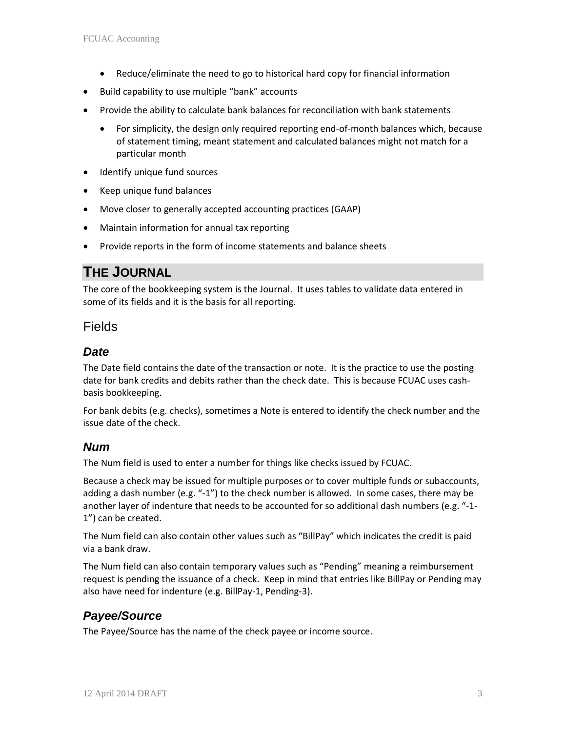- Reduce/eliminate the need to go to historical hard copy for financial information

- Build capability to use multiple "bank" accounts
- Provide the ability to calculate bank balances for reconciliation with bank statements
    - For simplicity, the design only required reporting end-of-month balances which, because of statement timing, meant statement and calculated balances might not match for a particular month
- Identify unique fund sources
- Keep unique fund balances
- Move closer to generally accepted accounting practices (GAAP)
- Maintain information for annual tax reporting
- Provide reports in the form of income statements and balance sheets

# THE JOURNAL

The core of the bookkeeping system is the Journal. It uses tables to validate data entered in some of its fields and it is the basis for all reporting.

## Fields

### *Date*

The Date field contains the date of the transaction or note. It is the practice to use the posting date for bank credits and debits rather than the check date. This is because FCUAC uses cash-basis bookkeeping.

For bank debits (e.g. checks), sometimes a Note is entered to identify the check number and the issue date of the check.

### *Num*

The Num field is used to enter a number for things like checks issued by FCUAC.

Because a check may be issued for multiple purposes or to cover multiple funds or subaccounts, adding a dash number (e.g. "-1") to the check number is allowed. In some cases, there may be another layer of indenture that needs to be accounted for so additional dash numbers (e.g. "-1-1") can be created.

The Num field can also contain other values such as "BillPay" which indicates the credit is paid via a bank draw.

The Num field can also contain temporary values such as "Pending" meaning a reimbursement request is pending the issuance of a check. Keep in mind that entries like BillPay or Pending may also have need for indenture (e.g. BillPay-1, Pending-3).

### *Payee/Source*

The Payee/Source has the name of the check payee or income source.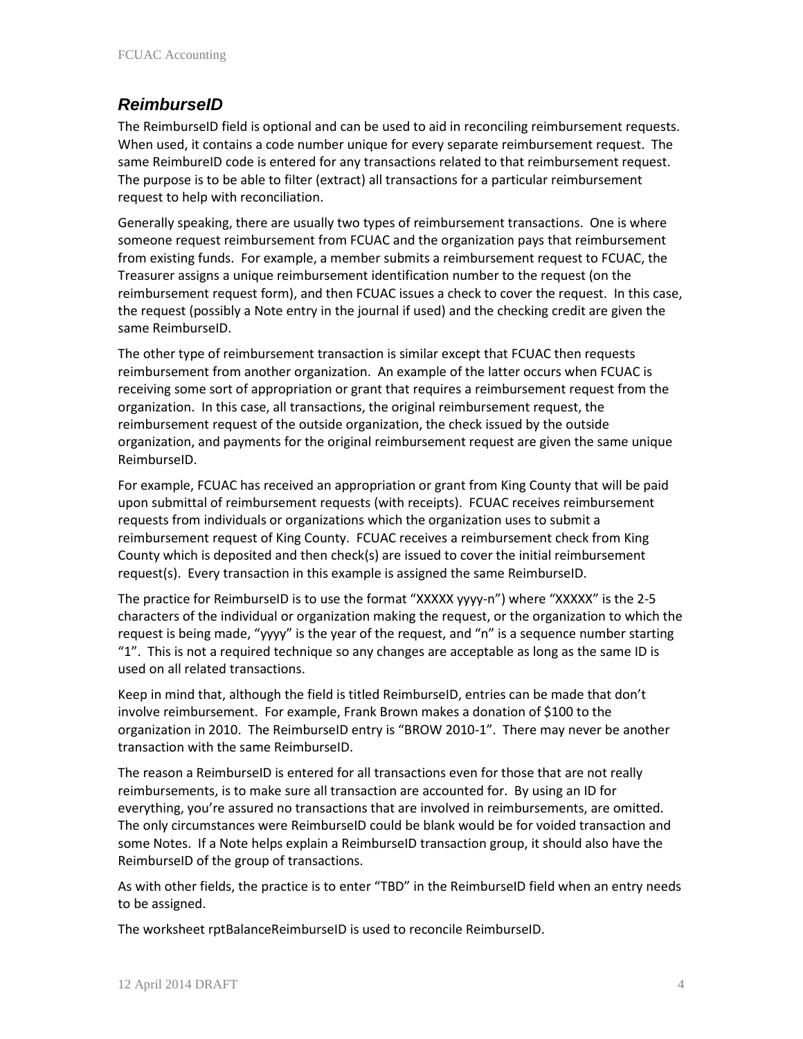## *ReimburseID*

The ReimburseID field is optional and can be used to aid in reconciling reimbursement requests. When used, it contains a code number unique for every separate reimbursement request. The same ReimbureID code is entered for any transactions related to that reimbursement request. The purpose is to be able to filter (extract) all transactions for a particular reimbursement request to help with reconciliation.

Generally speaking, there are usually two types of reimbursement transactions. One is where someone request reimbursement from FCUAC and the organization pays that reimbursement from existing funds. For example, a member submits a reimbursement request to FCUAC, the Treasurer assigns a unique reimbursement identification number to the request (on the reimbursement request form), and then FCUAC issues a check to cover the request. In this case, the request (possibly a Note entry in the journal if used) and the checking credit are given the same ReimburseID.

The other type of reimbursement transaction is similar except that FCUAC then requests reimbursement from another organization. An example of the latter occurs when FCUAC is receiving some sort of appropriation or grant that requires a reimbursement request from the organization. In this case, all transactions, the original reimbursement request, the reimbursement request of the outside organization, the check issued by the outside organization, and payments for the original reimbursement request are given the same unique ReimburseID.

For example, FCUAC has received an appropriation or grant from King County that will be paid upon submittal of reimbursement requests (with receipts). FCUAC receives reimbursement requests from individuals or organizations which the organization uses to submit a reimbursement request of King County. FCUAC receives a reimbursement check from King County which is deposited and then check(s) are issued to cover the initial reimbursement request(s). Every transaction in this example is assigned the same ReimburseID.

The practice for ReimburseID is to use the format "XXXXX yyyy-n") where "XXXXX" is the 2-5 characters of the individual or organization making the request, or the organization to which the request is being made, "yyyy" is the year of the request, and "n" is a sequence number starting "1". This is not a required technique so any changes are acceptable as long as the same ID is used on all related transactions.

Keep in mind that, although the field is titled ReimburseID, entries can be made that don't involve reimbursement. For example, Frank Brown makes a donation of $100 to the organization in 2010. The ReimburseID entry is "BROW 2010-1". There may never be another transaction with the same ReimburseID.

The reason a ReimburseID is entered for all transactions even for those that are not really reimbursements, is to make sure all transaction are accounted for. By using an ID for everything, you're assured no transactions that are involved in reimbursements, are omitted. The only circumstances were ReimburseID could be blank would be for voided transaction and some Notes. If a Note helps explain a ReimburseID transaction group, it should also have the ReimburseID of the group of transactions.

As with other fields, the practice is to enter "TBD" in the ReimburseID field when an entry needs to be assigned.

The worksheet rptBalanceReimburseID is used to reconcile ReimburseID.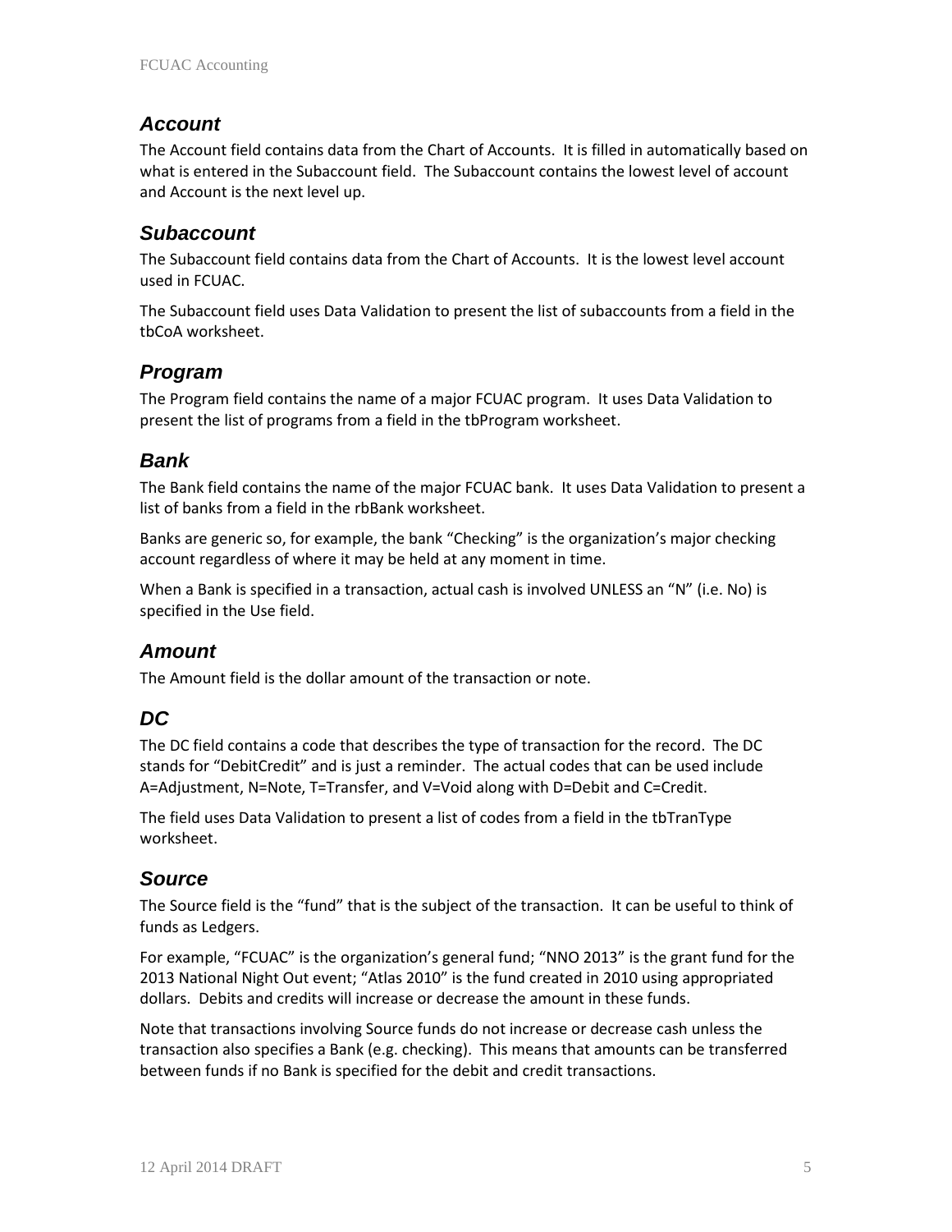### *Account*

The Account field contains data from the Chart of Accounts. It is filled in automatically based on what is entered in the Subaccount field. The Subaccount contains the lowest level of account and Account is the next level up.

### *Subaccount*

The Subaccount field contains data from the Chart of Accounts. It is the lowest level account used in FCUAC.

The Subaccount field uses Data Validation to present the list of subaccounts from a field in the tbCoA worksheet.

### *Program*

The Program field contains the name of a major FCUAC program. It uses Data Validation to present the list of programs from a field in the tbProgram worksheet.

### *Bank*

The Bank field contains the name of the major FCUAC bank. It uses Data Validation to present a list of banks from a field in the rbBank worksheet.

Banks are generic so, for example, the bank “Checking” is the organization’s major checking account regardless of where it may be held at any moment in time.

When a Bank is specified in a transaction, actual cash is involved UNLESS an “N” (i.e. No) is specified in the Use field.

### *Amount*

The Amount field is the dollar amount of the transaction or note.

### *DC*

The DC field contains a code that describes the type of transaction for the record. The DC stands for “DebitCredit” and is just a reminder. The actual codes that can be used include A=Adjustment, N=Note, T=Transfer, and V=Void along with D=Debit and C=Credit.

The field uses Data Validation to present a list of codes from a field in the tbTranType worksheet.

### *Source*

The Source field is the “fund” that is the subject of the transaction. It can be useful to think of funds as Ledgers.

For example, “FCUAC” is the organization’s general fund; “NNO 2013” is the grant fund for the 2013 National Night Out event; “Atlas 2010” is the fund created in 2010 using appropriated dollars. Debits and credits will increase or decrease the amount in these funds.

Note that transactions involving Source funds do not increase or decrease cash unless the transaction also specifies a Bank (e.g. checking). This means that amounts can be transferred between funds if no Bank is specified for the debit and credit transactions.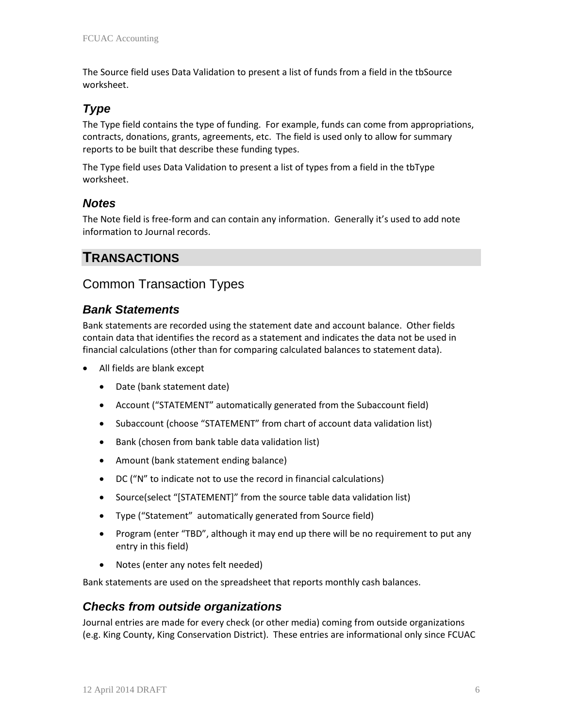The Source field uses Data Validation to present a list of funds from a field in the tbSource worksheet.

### *Type*

The Type field contains the type of funding. For example, funds can come from appropriations, contracts, donations, grants, agreements, etc. The field is used only to allow for summary reports to be built that describe these funding types.

The Type field uses Data Validation to present a list of types from a field in the tbType worksheet.

### *Notes*

The Note field is free-form and can contain any information. Generally it's used to add note information to Journal records.

# TRANSACTIONS

## Common Transaction Types

### *Bank Statements*

Bank statements are recorded using the statement date and account balance. Other fields contain data that identifies the record as a statement and indicates the data not be used in financial calculations (other than for comparing calculated balances to statement data).

- All fields are blank except
  - Date (bank statement date)
  - Account ("STATEMENT" automatically generated from the Subaccount field)
  - Subaccount (choose "STATEMENT" from chart of account data validation list)
  - Bank (chosen from bank table data validation list)
  - Amount (bank statement ending balance)
  - DC ("N" to indicate not to use the record in financial calculations)
  - Source(select "[STATEMENT]" from the source table data validation list)
  - Type ("Statement" automatically generated from Source field)
  - Program (enter "TBD", although it may end up there will be no requirement to put any entry in this field)
  - Notes (enter any notes felt needed)

Bank statements are used on the spreadsheet that reports monthly cash balances.

### *Checks from outside organizations*

Journal entries are made for every check (or other media) coming from outside organizations (e.g. King County, King Conservation District). These entries are informational only since FCUAC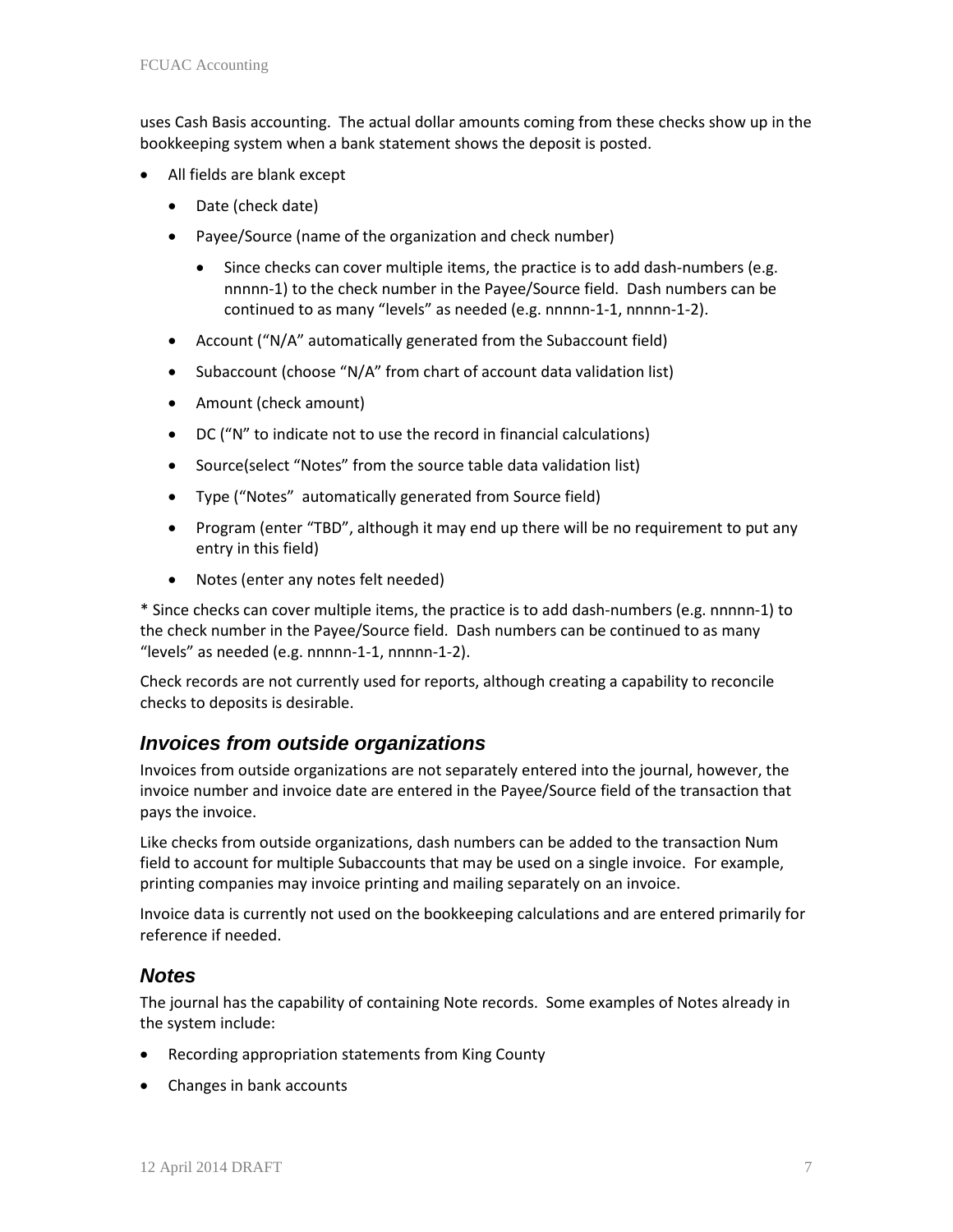uses Cash Basis accounting. The actual dollar amounts coming from these checks show up in the bookkeeping system when a bank statement shows the deposit is posted.

- All fields are blank except
  - Date (check date)
  - Payee/Source (name of the organization and check number)
    - Since checks can cover multiple items, the practice is to add dash-numbers (e.g. nnnnn-1) to the check number in the Payee/Source field. Dash numbers can be continued to as many "levels" as needed (e.g. nnnnn-1-1, nnnnn-1-2).
  - Account ("N/A" automatically generated from the Subaccount field)
  - Subaccount (choose "N/A" from chart of account data validation list)
  - Amount (check amount)
  - DC ("N" to indicate not to use the record in financial calculations)
  - Source(select "Notes" from the source table data validation list)
  - Type ("Notes" automatically generated from Source field)
  - Program (enter "TBD", although it may end up there will be no requirement to put any entry in this field)
  - Notes (enter any notes felt needed)

* Since checks can cover multiple items, the practice is to add dash-numbers (e.g. nnnnn-1) to the check number in the Payee/Source field. Dash numbers can be continued to as many "levels" as needed (e.g. nnnnn-1-1, nnnnn-1-2).

Check records are not currently used for reports, although creating a capability to reconcile checks to deposits is desirable.

## *Invoices from outside organizations*

Invoices from outside organizations are not separately entered into the journal, however, the invoice number and invoice date are entered in the Payee/Source field of the transaction that pays the invoice.

Like checks from outside organizations, dash numbers can be added to the transaction Num field to account for multiple Subaccounts that may be used on a single invoice. For example, printing companies may invoice printing and mailing separately on an invoice.

Invoice data is currently not used on the bookkeeping calculations and are entered primarily for reference if needed.

## *Notes*

The journal has the capability of containing Note records. Some examples of Notes already in the system include:

- Recording appropriation statements from King County
- Changes in bank accounts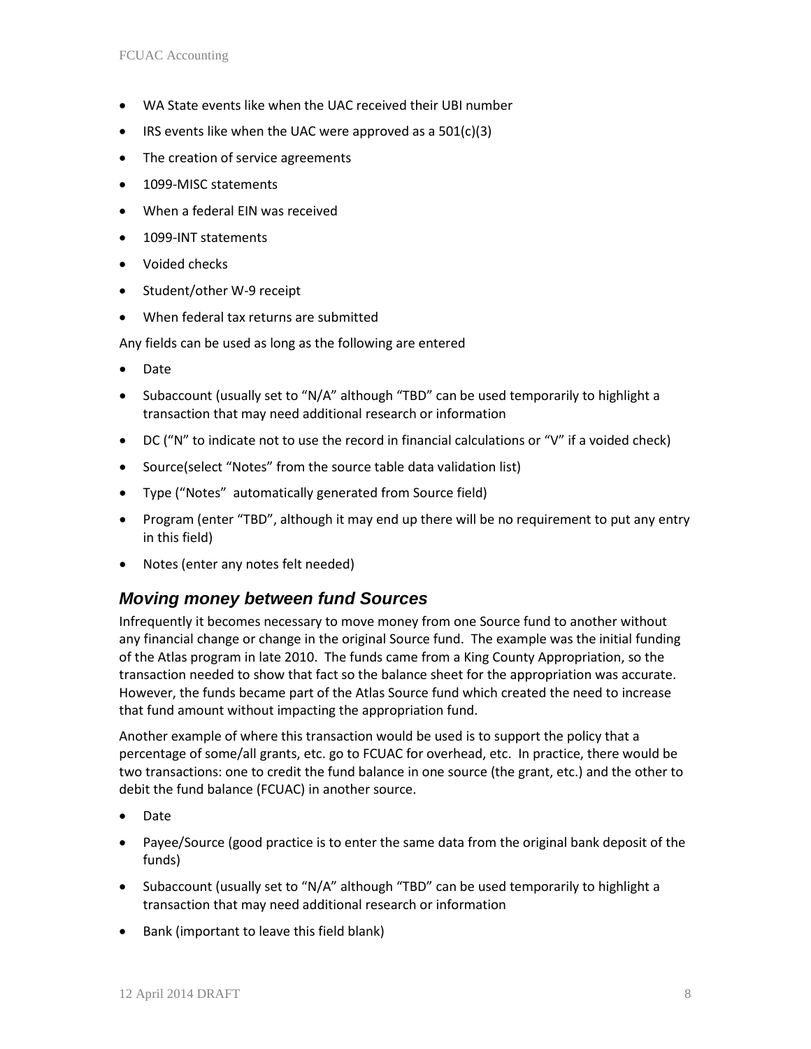- WA State events like when the UAC received their UBI number
- IRS events like when the UAC were approved as a 501(c)(3)
- The creation of service agreements
- 1099-MISC statements
- When a federal EIN was received
- 1099-INT statements
- Voided checks
- Student/other W-9 receipt
- When federal tax returns are submitted

Any fields can be used as long as the following are entered

- Date
- Subaccount (usually set to “N/A” although “TBD” can be used temporarily to highlight a transaction that may need additional research or information
- DC (“N” to indicate not to use the record in financial calculations or “V” if a voided check)
- Source(select “Notes” from the source table data validation list)
- Type (“Notes” automatically generated from Source field)
- Program (enter “TBD”, although it may end up there will be no requirement to put any entry in this field)
- Notes (enter any notes felt needed)

## *Moving money between fund Sources*

Infrequently it becomes necessary to move money from one Source fund to another without any financial change or change in the original Source fund. The example was the initial funding of the Atlas program in late 2010. The funds came from a King County Appropriation, so the transaction needed to show that fact so the balance sheet for the appropriation was accurate. However, the funds became part of the Atlas Source fund which created the need to increase that fund amount without impacting the appropriation fund.

Another example of where this transaction would be used is to support the policy that a percentage of some/all grants, etc. go to FCUAC for overhead, etc. In practice, there would be two transactions: one to credit the fund balance in one source (the grant, etc.) and the other to debit the fund balance (FCUAC) in another source.

- Date
- Payee/Source (good practice is to enter the same data from the original bank deposit of the funds)
- Subaccount (usually set to “N/A” although “TBD” can be used temporarily to highlight a transaction that may need additional research or information
- Bank (important to leave this field blank)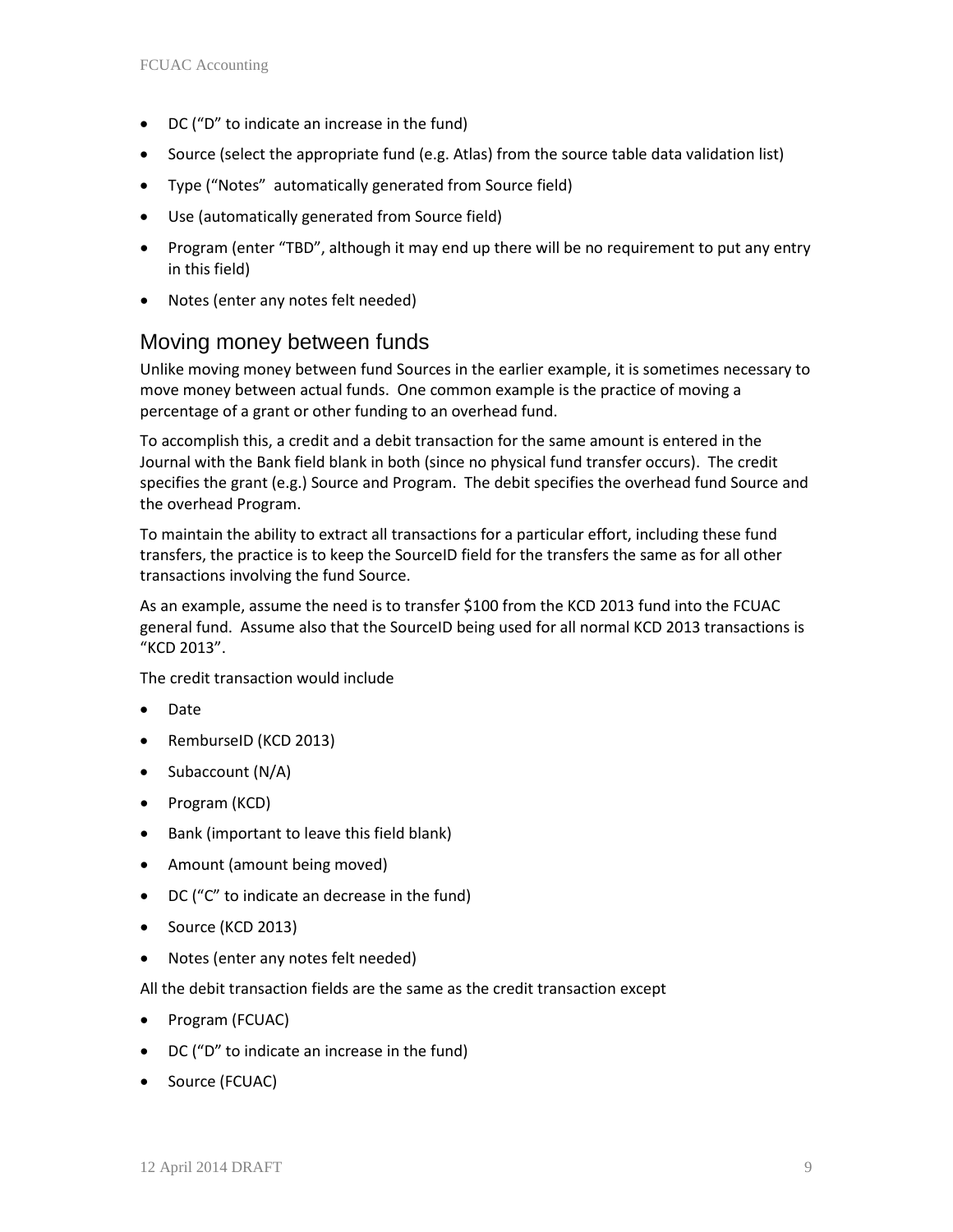- DC ("D" to indicate an increase in the fund)
- Source (select the appropriate fund (e.g. Atlas) from the source table data validation list)
- Type ("Notes" automatically generated from Source field)
- Use (automatically generated from Source field)
- Program (enter "TBD", although it may end up there will be no requirement to put any entry in this field)
- Notes (enter any notes felt needed)

## Moving money between funds

Unlike moving money between fund Sources in the earlier example, it is sometimes necessary to move money between actual funds. One common example is the practice of moving a percentage of a grant or other funding to an overhead fund.

To accomplish this, a credit and a debit transaction for the same amount is entered in the Journal with the Bank field blank in both (since no physical fund transfer occurs). The credit specifies the grant (e.g.) Source and Program. The debit specifies the overhead fund Source and the overhead Program.

To maintain the ability to extract all transactions for a particular effort, including these fund transfers, the practice is to keep the SourceID field for the transfers the same as for all other transactions involving the fund Source.

As an example, assume the need is to transfer $100 from the KCD 2013 fund into the FCUAC general fund. Assume also that the SourceID being used for all normal KCD 2013 transactions is "KCD 2013".

The credit transaction would include

- Date
- RemburseID (KCD 2013)
- Subaccount (N/A)
- Program (KCD)
- Bank (important to leave this field blank)
- Amount (amount being moved)
- DC ("C" to indicate an decrease in the fund)
- Source (KCD 2013)
- Notes (enter any notes felt needed)

All the debit transaction fields are the same as the credit transaction except

- Program (FCUAC)
- DC ("D" to indicate an increase in the fund)
- Source (FCUAC)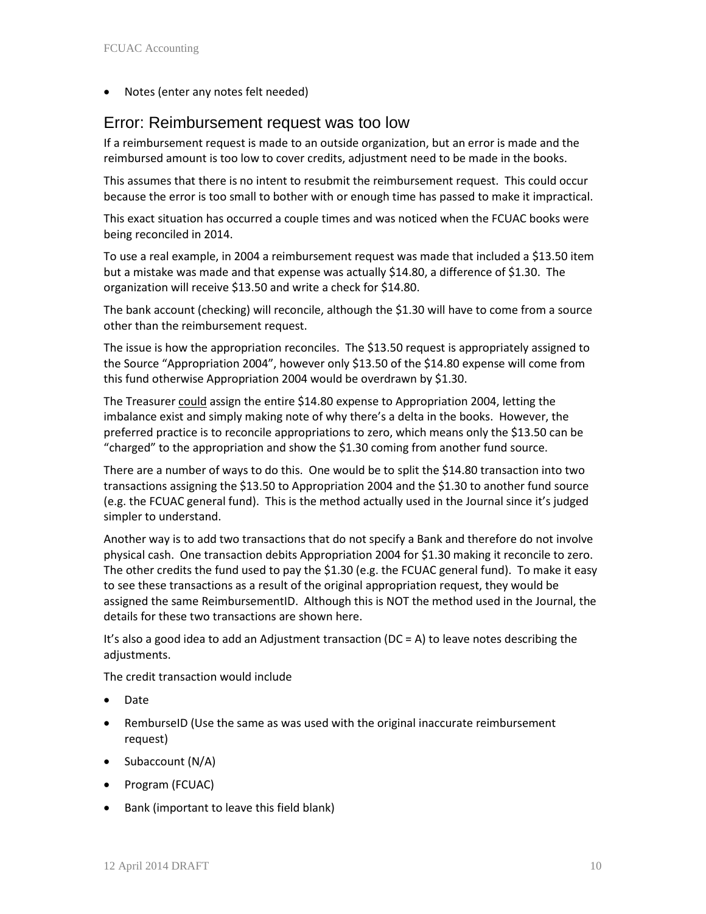- Notes (enter any notes felt needed)

## Error: Reimbursement request was too low

If a reimbursement request is made to an outside organization, but an error is made and the reimbursed amount is too low to cover credits, adjustment need to be made in the books.

This assumes that there is no intent to resubmit the reimbursement request. This could occur because the error is too small to bother with or enough time has passed to make it impractical.

This exact situation has occurred a couple times and was noticed when the FCUAC books were being reconciled in 2014.

To use a real example, in 2004 a reimbursement request was made that included a $13.50 item but a mistake was made and that expense was actually $14.80, a difference of $1.30. The organization will receive $13.50 and write a check for $14.80.

The bank account (checking) will reconcile, although the $1.30 will have to come from a source other than the reimbursement request.

The issue is how the appropriation reconciles. The $13.50 request is appropriately assigned to the Source "Appropriation 2004", however only $13.50 of the $14.80 expense will come from this fund otherwise Appropriation 2004 would be overdrawn by $1.30.

The Treasurer <u>could</u> assign the entire $14.80 expense to Appropriation 2004, letting the imbalance exist and simply making note of why there's a delta in the books. However, the preferred practice is to reconcile appropriations to zero, which means only the $13.50 can be "charged" to the appropriation and show the $1.30 coming from another fund source.

There are a number of ways to do this. One would be to split the $14.80 transaction into two transactions assigning the $13.50 to Appropriation 2004 and the $1.30 to another fund source (e.g. the FCUAC general fund). This is the method actually used in the Journal since it's judged simpler to understand.

Another way is to add two transactions that do not specify a Bank and therefore do not involve physical cash. One transaction debits Appropriation 2004 for $1.30 making it reconcile to zero. The other credits the fund used to pay the $1.30 (e.g. the FCUAC general fund). To make it easy to see these transactions as a result of the original appropriation request, they would be assigned the same ReimbursementID. Although this is NOT the method used in the Journal, the details for these two transactions are shown here.

It's also a good idea to add an Adjustment transaction (DC = A) to leave notes describing the adjustments.

The credit transaction would include

- Date
- RemburseID (Use the same as was used with the original inaccurate reimbursement request)
- Subaccount (N/A)
- Program (FCUAC)
- Bank (important to leave this field blank)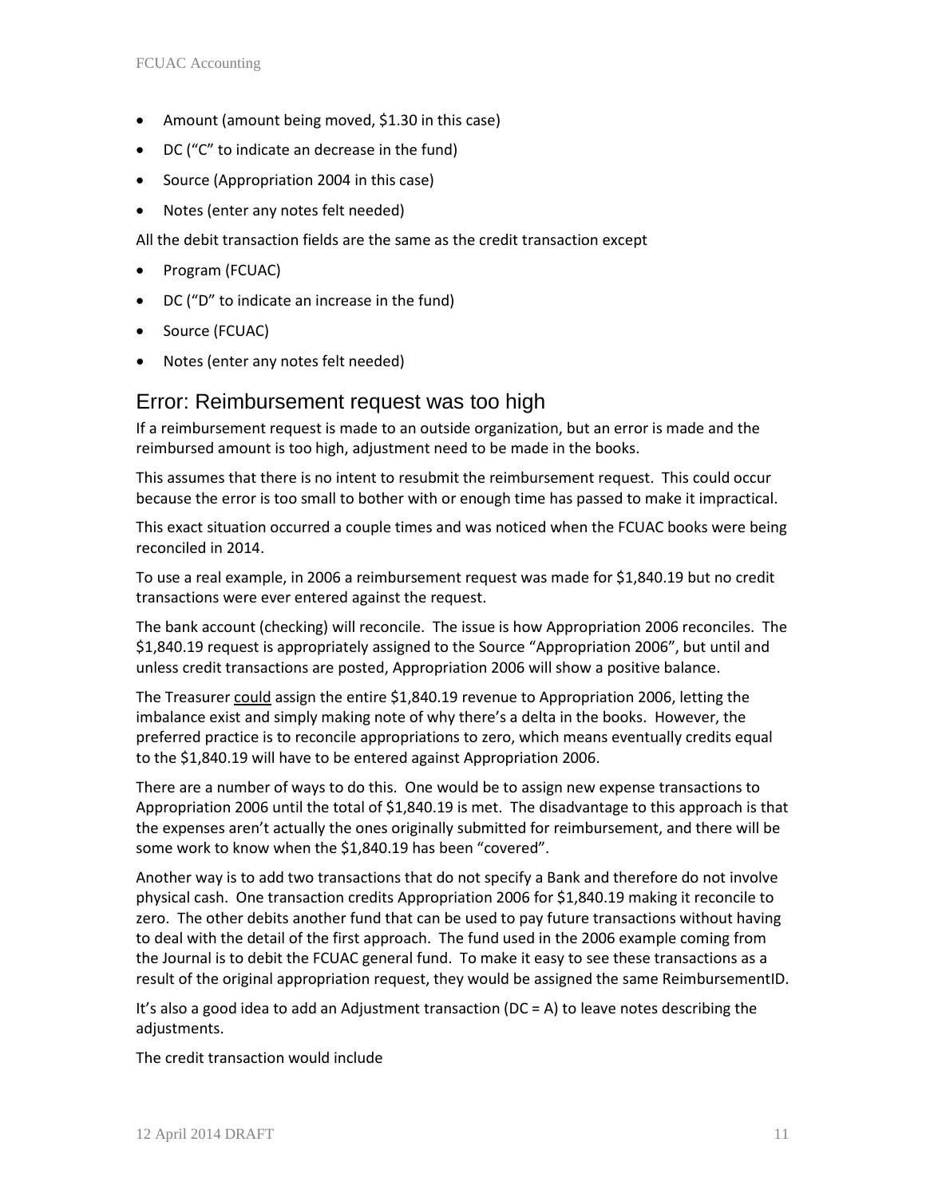- Amount (amount being moved, $1.30 in this case)
- DC ("C" to indicate an decrease in the fund)
- Source (Appropriation 2004 in this case)
- Notes (enter any notes felt needed)

All the debit transaction fields are the same as the credit transaction except

- Program (FCUAC)
- DC ("D" to indicate an increase in the fund)
- Source (FCUAC)
- Notes (enter any notes felt needed)

## Error: Reimbursement request was too high

If a reimbursement request is made to an outside organization, but an error is made and the reimbursed amount is too high, adjustment need to be made in the books.

This assumes that there is no intent to resubmit the reimbursement request. This could occur because the error is too small to bother with or enough time has passed to make it impractical.

This exact situation occurred a couple times and was noticed when the FCUAC books were being reconciled in 2014.

To use a real example, in 2006 a reimbursement request was made for $1,840.19 but no credit transactions were ever entered against the request.

The bank account (checking) will reconcile. The issue is how Appropriation 2006 reconciles. The $1,840.19 request is appropriately assigned to the Source "Appropriation 2006", but until and unless credit transactions are posted, Appropriation 2006 will show a positive balance.

The Treasurer <u>could</u> assign the entire $1,840.19 revenue to Appropriation 2006, letting the imbalance exist and simply making note of why there's a delta in the books. However, the preferred practice is to reconcile appropriations to zero, which means eventually credits equal to the $1,840.19 will have to be entered against Appropriation 2006.

There are a number of ways to do this. One would be to assign new expense transactions to Appropriation 2006 until the total of $1,840.19 is met. The disadvantage to this approach is that the expenses aren't actually the ones originally submitted for reimbursement, and there will be some work to know when the $1,840.19 has been "covered".

Another way is to add two transactions that do not specify a Bank and therefore do not involve physical cash. One transaction credits Appropriation 2006 for $1,840.19 making it reconcile to zero. The other debits another fund that can be used to pay future transactions without having to deal with the detail of the first approach. The fund used in the 2006 example coming from the Journal is to debit the FCUAC general fund. To make it easy to see these transactions as a result of the original appropriation request, they would be assigned the same ReimbursementID.

It's also a good idea to add an Adjustment transaction (DC = A) to leave notes describing the adjustments.

The credit transaction would include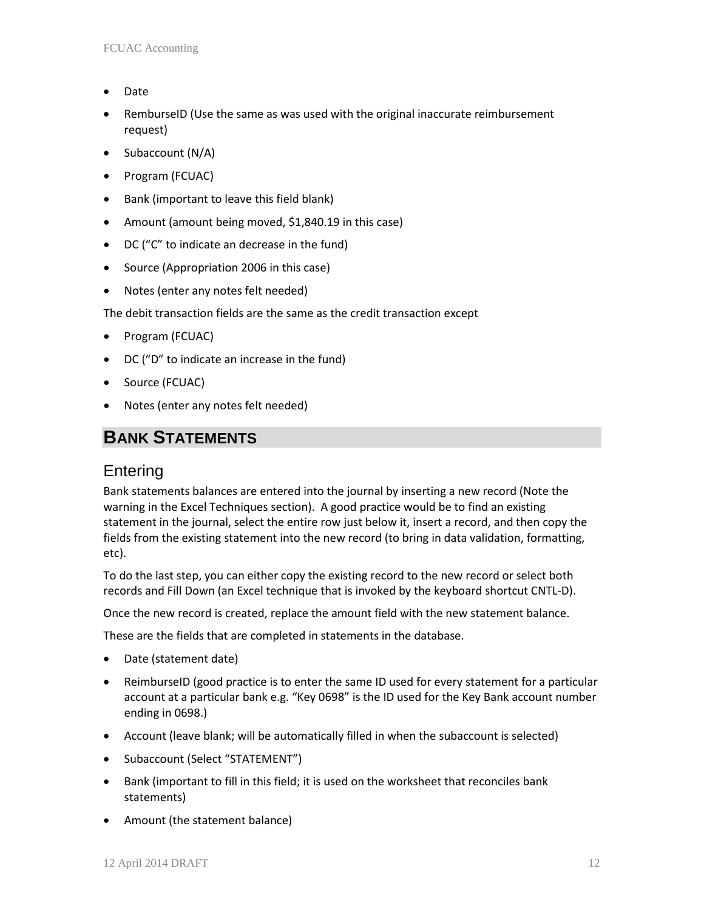- Date
- RemburseID (Use the same as was used with the original inaccurate reimbursement request)
- Subaccount (N/A)
- Program (FCUAC)
- Bank (important to leave this field blank)
- Amount (amount being moved, $1,840.19 in this case)
- DC (“C” to indicate an decrease in the fund)
- Source (Appropriation 2006 in this case)
- Notes (enter any notes felt needed)

The debit transaction fields are the same as the credit transaction except

- Program (FCUAC)
- DC (“D” to indicate an increase in the fund)
- Source (FCUAC)
- Notes (enter any notes felt needed)

# BANK STATEMENTS

## Entering

Bank statements balances are entered into the journal by inserting a new record (Note the warning in the Excel Techniques section). A good practice would be to find an existing statement in the journal, select the entire row just below it, insert a record, and then copy the fields from the existing statement into the new record (to bring in data validation, formatting, etc).

To do the last step, you can either copy the existing record to the new record or select both records and Fill Down (an Excel technique that is invoked by the keyboard shortcut CNTL-D).

Once the new record is created, replace the amount field with the new statement balance.

These are the fields that are completed in statements in the database.

- Date (statement date)
- ReimburseID (good practice is to enter the same ID used for every statement for a particular account at a particular bank e.g. “Key 0698” is the ID used for the Key Bank account number ending in 0698.)
- Account (leave blank; will be automatically filled in when the subaccount is selected)
- Subaccount (Select “STATEMENT”)
- Bank (important to fill in this field; it is used on the worksheet that reconciles bank statements)
- Amount (the statement balance)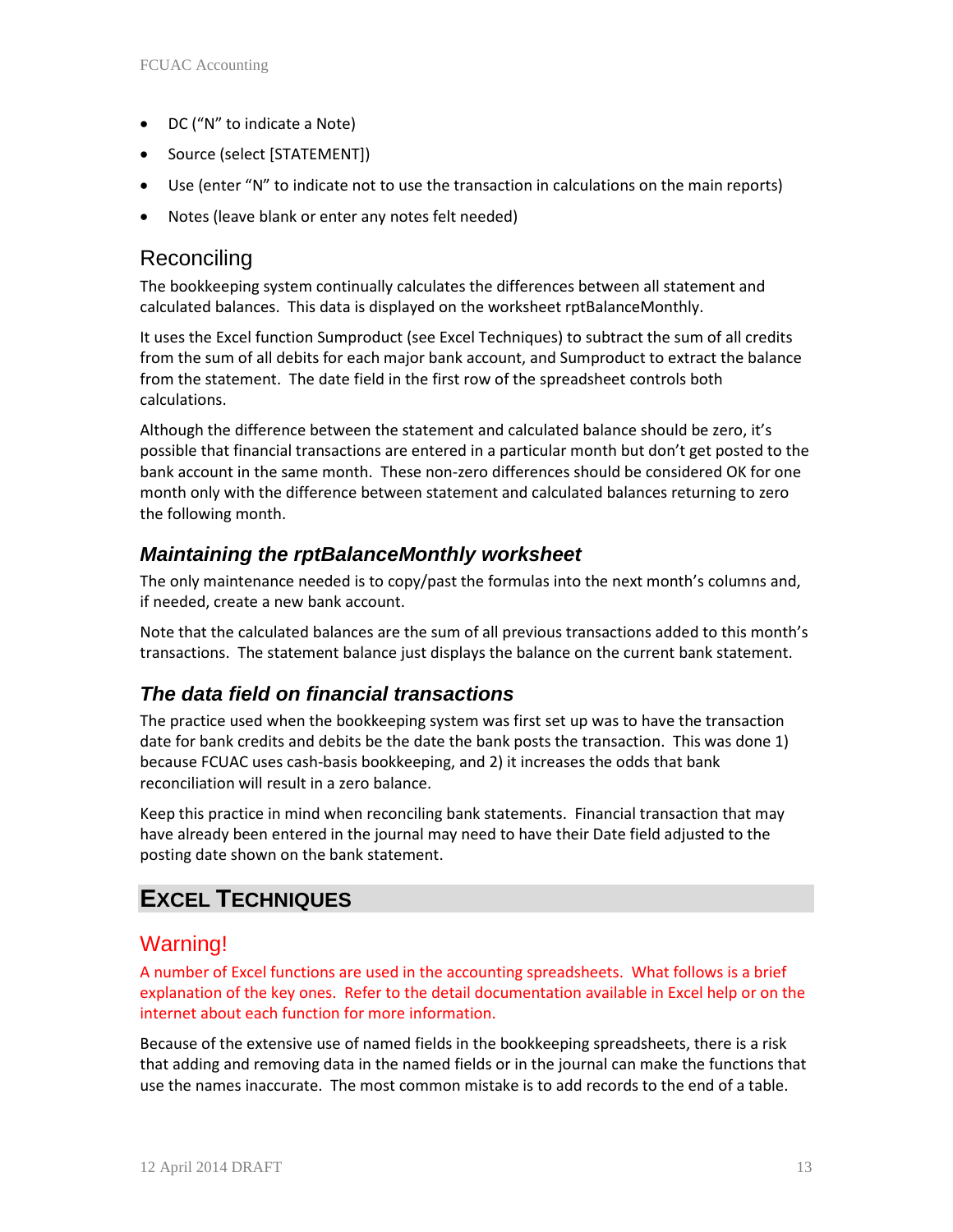- DC (“N” to indicate a Note)
- Source (select [STATEMENT])
- Use (enter “N” to indicate not to use the transaction in calculations on the main reports)
- Notes (leave blank or enter any notes felt needed)

## Reconciling

The bookkeeping system continually calculates the differences between all statement and calculated balances. This data is displayed on the worksheet rptBalanceMonthly.

It uses the Excel function Sumproduct (see Excel Techniques) to subtract the sum of all credits from the sum of all debits for each major bank account, and Sumproduct to extract the balance from the statement. The date field in the first row of the spreadsheet controls both calculations.

Although the difference between the statement and calculated balance should be zero, it’s possible that financial transactions are entered in a particular month but don’t get posted to the bank account in the same month. These non-zero differences should be considered OK for one month only with the difference between statement and calculated balances returning to zero the following month.

### *Maintaining the rptBalanceMonthly worksheet*

The only maintenance needed is to copy/past the formulas into the next month’s columns and, if needed, create a new bank account.

Note that the calculated balances are the sum of all previous transactions added to this month’s transactions. The statement balance just displays the balance on the current bank statement.

### *The data field on financial transactions*

The practice used when the bookkeeping system was first set up was to have the transaction date for bank credits and debits be the date the bank posts the transaction. This was done 1) because FCUAC uses cash-basis bookkeeping, and 2) it increases the odds that bank reconciliation will result in a zero balance.

Keep this practice in mind when reconciling bank statements. Financial transaction that may have already been entered in the journal may need to have their Date field adjusted to the posting date shown on the bank statement.

# Excel Techniques

## Warning!

A number of Excel functions are used in the accounting spreadsheets. What follows is a brief explanation of the key ones. Refer to the detail documentation available in Excel help or on the internet about each function for more information.

Because of the extensive use of named fields in the bookkeeping spreadsheets, there is a risk that adding and removing data in the named fields or in the journal can make the functions that use the names inaccurate. The most common mistake is to add records to the end of a table.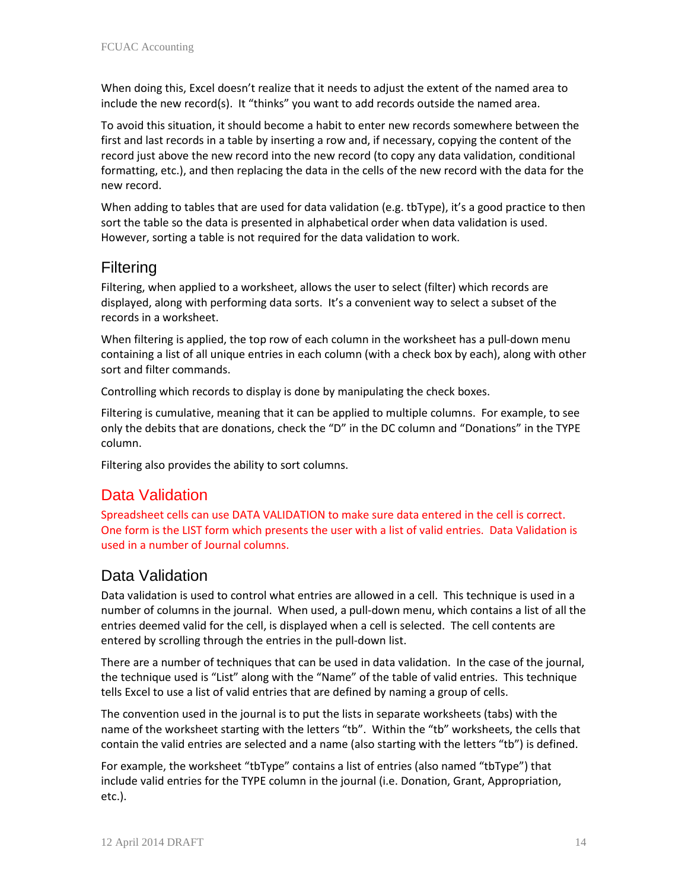When doing this, Excel doesn't realize that it needs to adjust the extent of the named area to include the new record(s). It "thinks" you want to add records outside the named area.

To avoid this situation, it should become a habit to enter new records somewhere between the first and last records in a table by inserting a row and, if necessary, copying the content of the record just above the new record into the new record (to copy any data validation, conditional formatting, etc.), and then replacing the data in the cells of the new record with the data for the new record.

When adding to tables that are used for data validation (e.g. tbType), it's a good practice to then sort the table so the data is presented in alphabetical order when data validation is used. However, sorting a table is not required for the data validation to work.

## Filtering

Filtering, when applied to a worksheet, allows the user to select (filter) which records are displayed, along with performing data sorts. It's a convenient way to select a subset of the records in a worksheet.

When filtering is applied, the top row of each column in the worksheet has a pull-down menu containing a list of all unique entries in each column (with a check box by each), along with other sort and filter commands.

Controlling which records to display is done by manipulating the check boxes.

Filtering is cumulative, meaning that it can be applied to multiple columns. For example, to see only the debits that are donations, check the "D" in the DC column and "Donations" in the TYPE column.

Filtering also provides the ability to sort columns.

## Data Validation

Spreadsheet cells can use DATA VALIDATION to make sure data entered in the cell is correct. One form is the LIST form which presents the user with a list of valid entries. Data Validation is used in a number of Journal columns.

## Data Validation

Data validation is used to control what entries are allowed in a cell. This technique is used in a number of columns in the journal. When used, a pull-down menu, which contains a list of all the entries deemed valid for the cell, is displayed when a cell is selected. The cell contents are entered by scrolling through the entries in the pull-down list.

There are a number of techniques that can be used in data validation. In the case of the journal, the technique used is "List" along with the "Name" of the table of valid entries. This technique tells Excel to use a list of valid entries that are defined by naming a group of cells.

The convention used in the journal is to put the lists in separate worksheets (tabs) with the name of the worksheet starting with the letters "tb". Within the "tb" worksheets, the cells that contain the valid entries are selected and a name (also starting with the letters "tb") is defined.

For example, the worksheet "tbType" contains a list of entries (also named "tbType") that include valid entries for the TYPE column in the journal (i.e. Donation, Grant, Appropriation, etc.).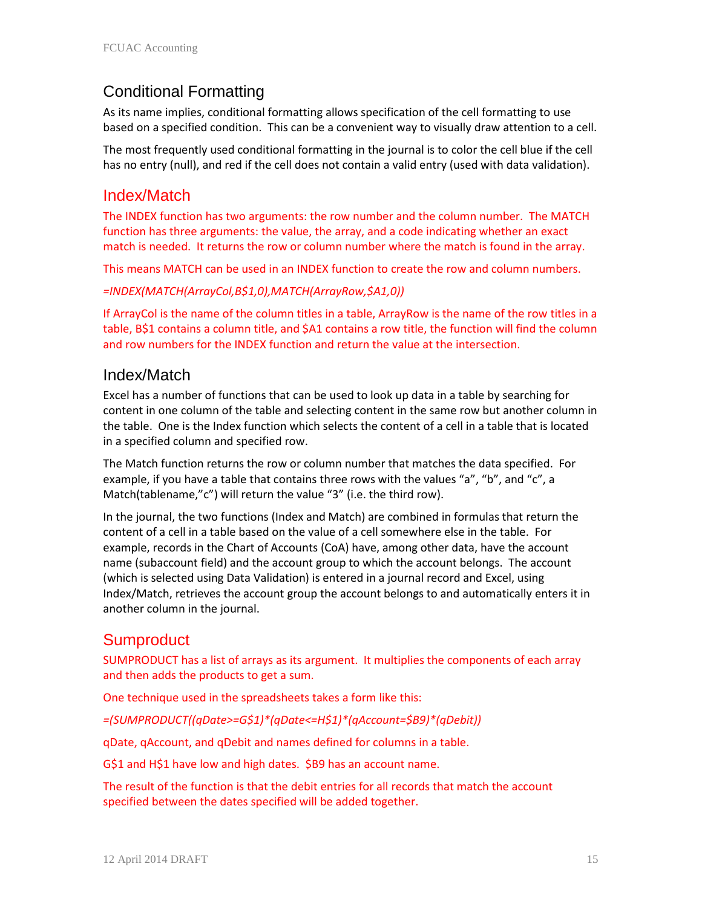## Conditional Formatting

As its name implies, conditional formatting allows specification of the cell formatting to use based on a specified condition. This can be a convenient way to visually draw attention to a cell.

The most frequently used conditional formatting in the journal is to color the cell blue if the cell has no entry (null), and red if the cell does not contain a valid entry (used with data validation).

## Index/Match

The INDEX function has two arguments: the row number and the column number. The MATCH function has three arguments: the value, the array, and a code indicating whether an exact match is needed. It returns the row or column number where the match is found in the array.

This means MATCH can be used in an INDEX function to create the row and column numbers.

*=INDEX(MATCH(ArrayCol,B$1,0),MATCH(ArrayRow,$A1,0))*

If ArrayCol is the name of the column titles in a table, ArrayRow is the name of the row titles in a table, B$1 contains a column title, and $A1 contains a row title, the function will find the column and row numbers for the INDEX function and return the value at the intersection.

## Index/Match

Excel has a number of functions that can be used to look up data in a table by searching for content in one column of the table and selecting content in the same row but another column in the table. One is the Index function which selects the content of a cell in a table that is located in a specified column and specified row.

The Match function returns the row or column number that matches the data specified. For example, if you have a table that contains three rows with the values "a", "b", and "c", a Match(tablename,"c") will return the value "3" (i.e. the third row).

In the journal, the two functions (Index and Match) are combined in formulas that return the content of a cell in a table based on the value of a cell somewhere else in the table. For example, records in the Chart of Accounts (CoA) have, among other data, have the account name (subaccount field) and the account group to which the account belongs. The account (which is selected using Data Validation) is entered in a journal record and Excel, using Index/Match, retrieves the account group the account belongs to and automatically enters it in another column in the journal.

## Sumproduct

SUMPRODUCT has a list of arrays as its argument. It multiplies the components of each array and then adds the products to get a sum.

One technique used in the spreadsheets takes a form like this:

*=(SUMPRODUCT((qDate>=G$1)*(qDate<=H$1)*(qAccount=$B9)*(qDebit))*

qDate, qAccount, and qDebit and names defined for columns in a table.

G$1 and H$1 have low and high dates. $B9 has an account name.

The result of the function is that the debit entries for all records that match the account specified between the dates specified will be added together.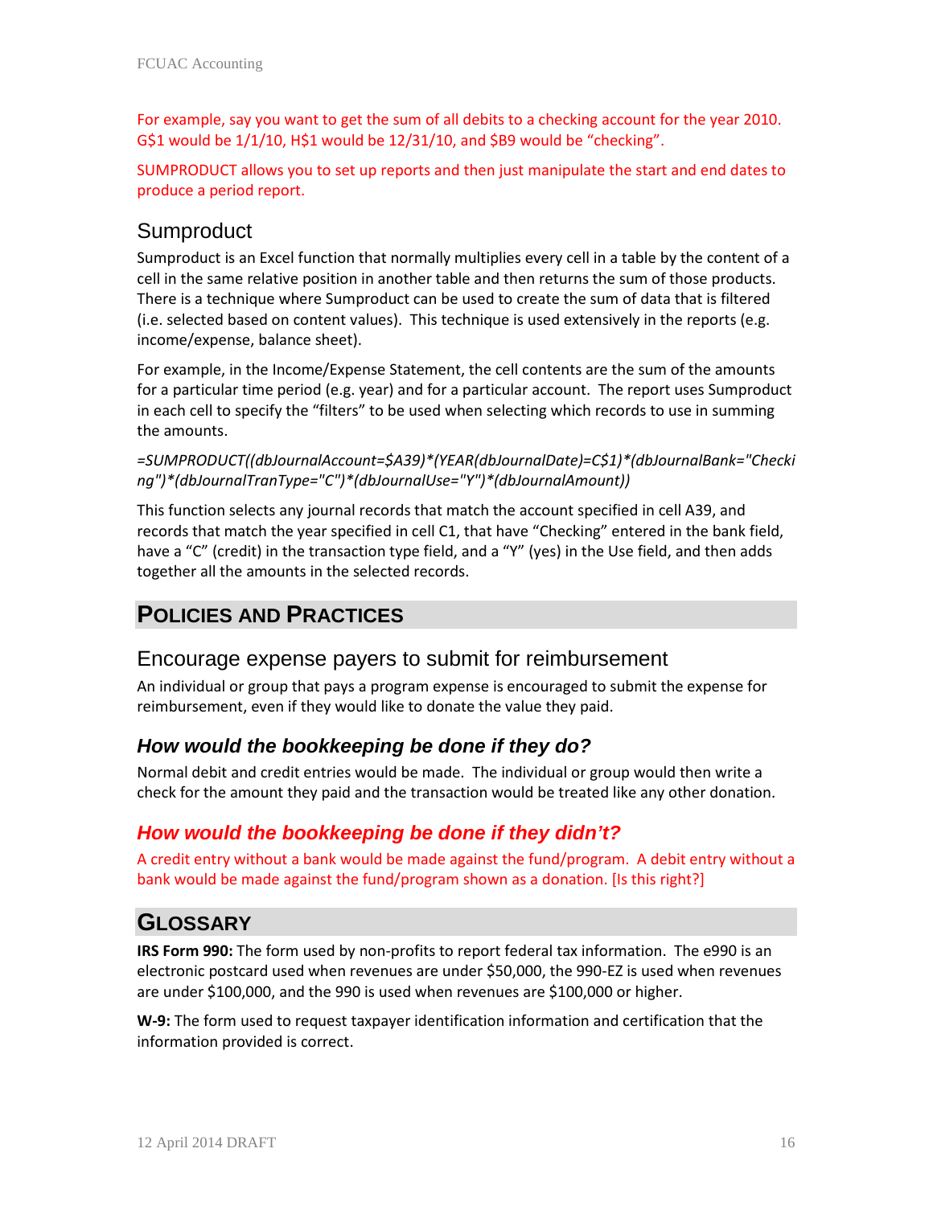For example, say you want to get the sum of all debits to a checking account for the year 2010. G$1 would be 1/1/10, H$1 would be 12/31/10, and $B9 would be “checking”.

SUMPRODUCT allows you to set up reports and then just manipulate the start and end dates to produce a period report.

## Sumproduct

Sumproduct is an Excel function that normally multiplies every cell in a table by the content of a cell in the same relative position in another table and then returns the sum of those products. There is a technique where Sumproduct can be used to create the sum of data that is filtered (i.e. selected based on content values). This technique is used extensively in the reports (e.g. income/expense, balance sheet).

For example, in the Income/Expense Statement, the cell contents are the sum of the amounts for a particular time period (e.g. year) and for a particular account. The report uses Sumproduct in each cell to specify the “filters” to be used when selecting which records to use in summing the amounts.

*=SUMPRODUCT((dbJournalAccount=$A39)*(YEAR(dbJournalDate)=C$1)*(dbJournalBank="Checking")*(dbJournalTranType="C")*(dbJournalUse="Y")*(dbJournalAmount))*

This function selects any journal records that match the account specified in cell A39, and records that match the year specified in cell C1, that have “Checking” entered in the bank field, have a “C” (credit) in the transaction type field, and a “Y” (yes) in the Use field, and then adds together all the amounts in the selected records.

# Policies and Practices

## Encourage expense payers to submit for reimbursement

An individual or group that pays a program expense is encouraged to submit the expense for reimbursement, even if they would like to donate the value they paid.

### *How would the bookkeeping be done if they do?*

Normal debit and credit entries would be made. The individual or group would then write a check for the amount they paid and the transaction would be treated like any other donation.

### *How would the bookkeeping be done if they didn’t?*

A credit entry without a bank would be made against the fund/program. A debit entry without a bank would be made against the fund/program shown as a donation. [Is this right?]

# Glossary

**IRS Form 990:** The form used by non-profits to report federal tax information. The e990 is an electronic postcard used when revenues are under $50,000, the 990-EZ is used when revenues are under $100,000, and the 990 is used when revenues are $100,000 or higher.

**W-9:** The form used to request taxpayer identification information and certification that the information provided is correct.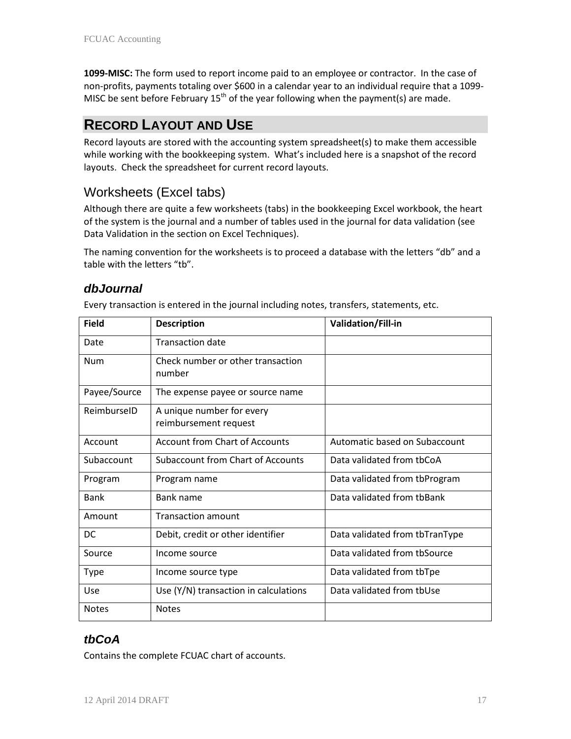**1099-MISC:** The form used to report income paid to an employee or contractor. In the case of non-profits, payments totaling over $600 in a calendar year to an individual require that a 1099-MISC be sent before February 15th of the year following when the payment(s) are made.

# RECORD LAYOUT AND USE

Record layouts are stored with the accounting system spreadsheet(s) to make them accessible while working with the bookkeeping system. What's included here is a snapshot of the record layouts. Check the spreadsheet for current record layouts.

## Worksheets (Excel tabs)

Although there are quite a few worksheets (tabs) in the bookkeeping Excel workbook, the heart of the system is the journal and a number of tables used in the journal for data validation (see Data Validation in the section on Excel Techniques).

The naming convention for the worksheets is to proceed a database with the letters "db" and a table with the letters "tb".

### *dbJournal*

Every transaction is entered in the journal including notes, transfers, statements, etc.

| Field | Description | Validation/Fill-in |
|---|---|---|
| Date | Transaction date | |
| Num | Check number or other transaction number | |
| Payee/Source | The expense payee or source name | |
| ReimburseID | A unique number for every reimbursement request | |
| Account | Account from Chart of Accounts | Automatic based on Subaccount |
| Subaccount | Subaccount from Chart of Accounts | Data validated from tbCoA |
| Program | Program name | Data validated from tbProgram |
| Bank | Bank name | Data validated from tbBank |
| Amount | Transaction amount | |
| DC | Debit, credit or other identifier | Data validated from tbTranType |
| Source | Income source | Data validated from tbSource |
| Type | Income source type | Data validated from tbTpe |
| Use | Use (Y/N) transaction in calculations | Data validated from tbUse |
| Notes | Notes | |

### *tbCoA*

Contains the complete FCUAC chart of accounts.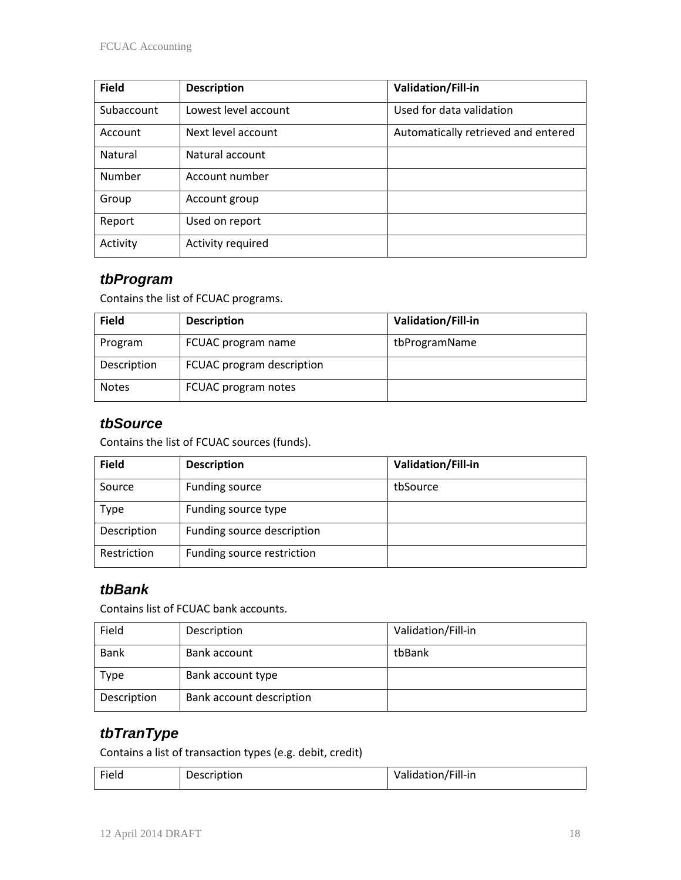| Field | Description | Validation/Fill-in |
|---|---|---|
| Subaccount | Lowest level account | Used for data validation |
| Account | Next level account | Automatically retrieved and entered |
| Natural | Natural account | |
| Number | Account number | |
| Group | Account group | |
| Report | Used on report | |
| Activity | Activity required | |

### *tbProgram*

Contains the list of FCUAC programs.

| Field | Description | Validation/Fill-in |
|---|---|---|
| Program | FCUAC program name | tbProgramName |
| Description | FCUAC program description | |
| Notes | FCUAC program notes | |

### *tbSource*

Contains the list of FCUAC sources (funds).

| Field | Description | Validation/Fill-in |
|---|---|---|
| Source | Funding source | tbSource |
| Type | Funding source type | |
| Description | Funding source description | |
| Restriction | Funding source restriction | |

### *tbBank*

Contains list of FCUAC bank accounts.

| Field | Description | Validation/Fill-in |
|---|---|---|
| Bank | Bank account | tbBank |
| Type | Bank account type | |
| Description | Bank account description | |

### *tbTranType*

Contains a list of transaction types (e.g. debit, credit)

| Field | Description | Validation/Fill-in |
|---|---|---|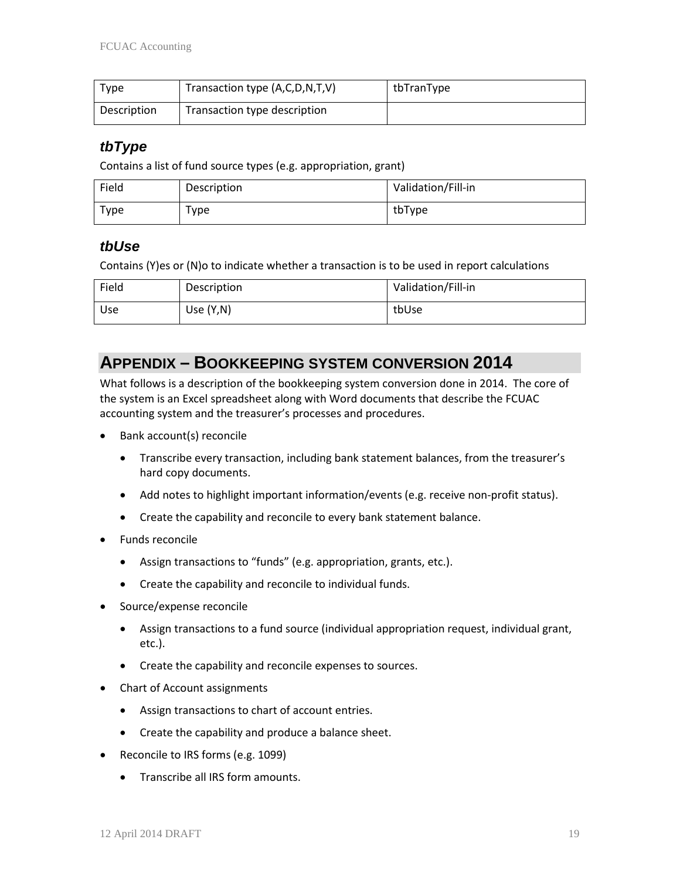| Type | Transaction type (A,C,D,N,T,V) | tbTranType |
|---|---|---|
| Description | Transaction type description | |

### *tbType*

Contains a list of fund source types (e.g. appropriation, grant)

| Field | Description | Validation/Fill-in |
|---|---|---|
| Type | Type | tbType |

### *tbUse*

Contains (Y)es or (N)o to indicate whether a transaction is to be used in report calculations

| Field | Description | Validation/Fill-in |
|---|---|---|
| Use | Use (Y,N) | tbUse |

## APPENDIX – BOOKKEEPING SYSTEM CONVERSION 2014

What follows is a description of the bookkeeping system conversion done in 2014. The core of the system is an Excel spreadsheet along with Word documents that describe the FCUAC accounting system and the treasurer's processes and procedures.

- Bank account(s) reconcile
    - Transcribe every transaction, including bank statement balances, from the treasurer's hard copy documents.
    - Add notes to highlight important information/events (e.g. receive non-profit status).
    - Create the capability and reconcile to every bank statement balance.
- Funds reconcile
    - Assign transactions to "funds" (e.g. appropriation, grants, etc.).
    - Create the capability and reconcile to individual funds.
- Source/expense reconcile
    - Assign transactions to a fund source (individual appropriation request, individual grant, etc.).
    - Create the capability and reconcile expenses to sources.
- Chart of Account assignments
    - Assign transactions to chart of account entries.
    - Create the capability and produce a balance sheet.
- Reconcile to IRS forms (e.g. 1099)
    - Transcribe all IRS form amounts.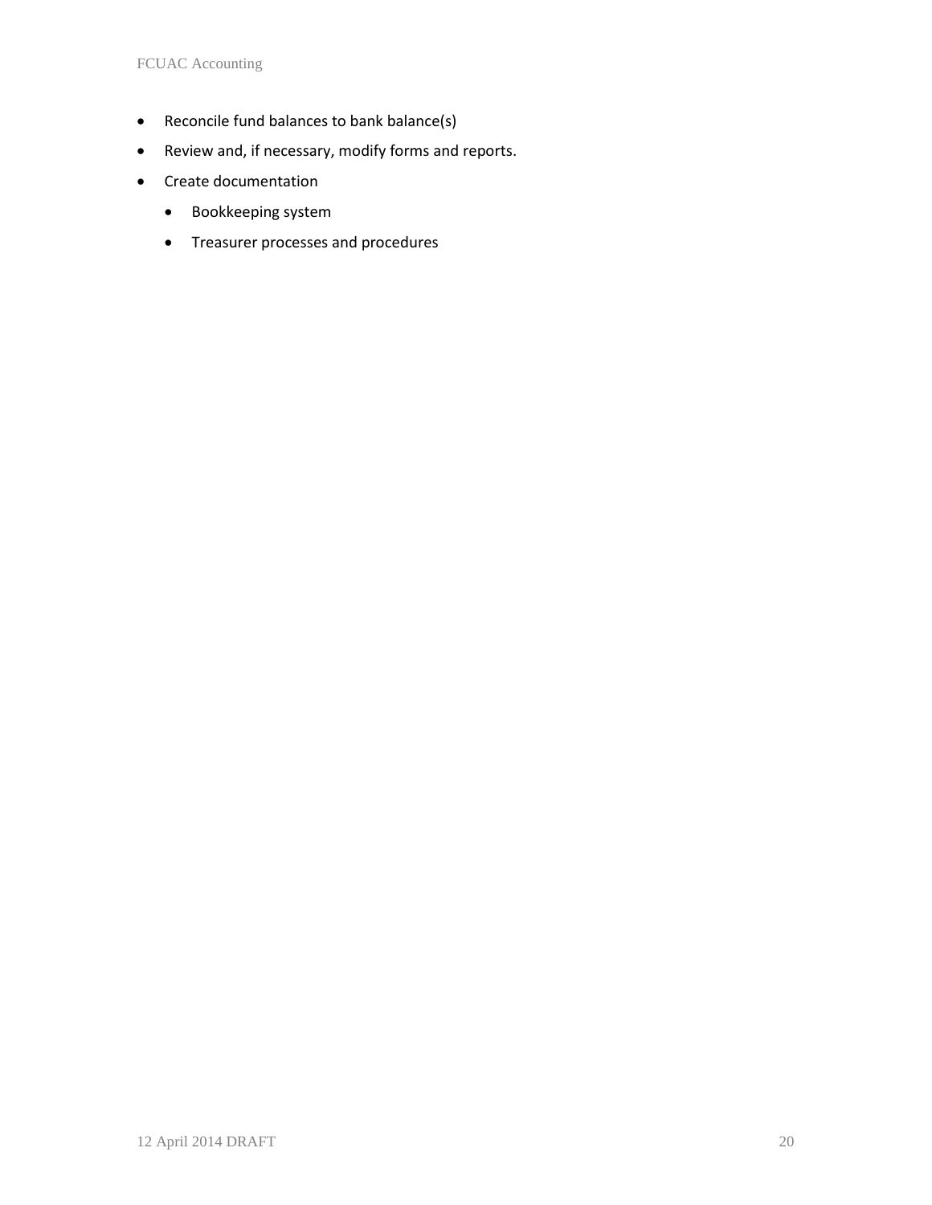- Reconcile fund balances to bank balance(s)
- Review and, if necessary, modify forms and reports.
- Create documentation
    - Bookkeeping system
    - Treasurer processes and procedures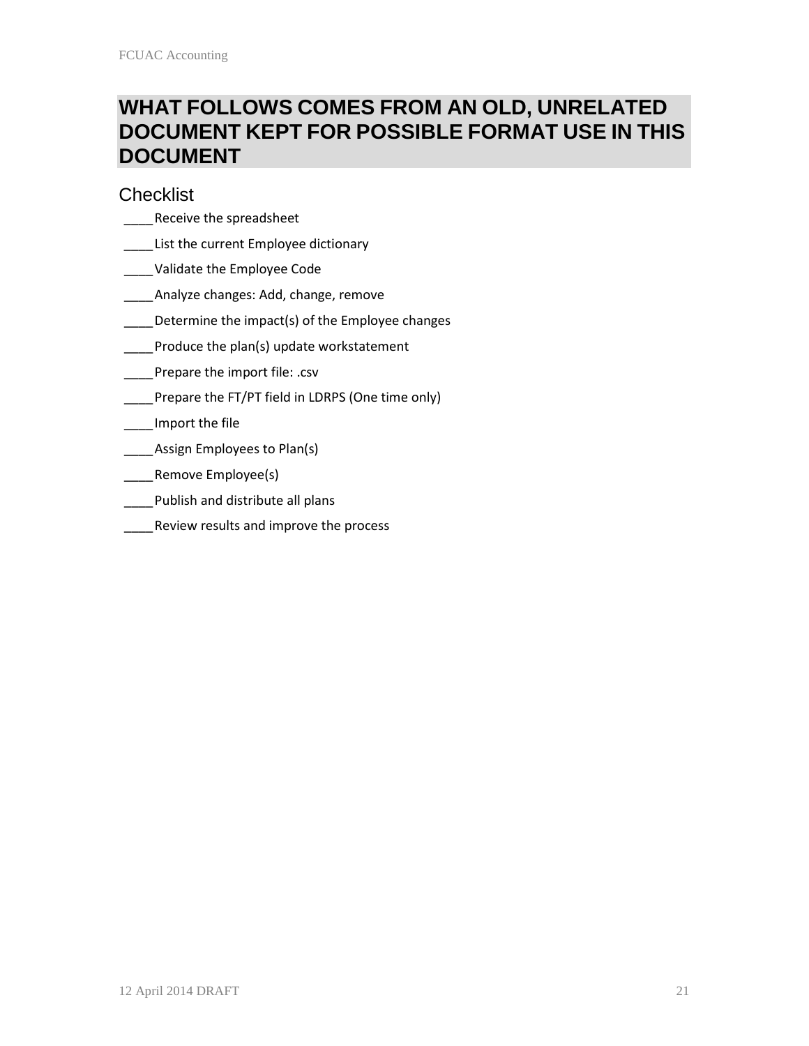# WHAT FOLLOWS COMES FROM AN OLD, UNRELATED DOCUMENT KEPT FOR POSSIBLE FORMAT USE IN THIS DOCUMENT

## Checklist

____Receive the spreadsheet

____List the current Employee dictionary

____Validate the Employee Code

____Analyze changes: Add, change, remove

____Determine the impact(s) of the Employee changes

____Produce the plan(s) update workstatement

____Prepare the import file: .csv

____Prepare the FT/PT field in LDRPS (One time only)

____Import the file

____Assign Employees to Plan(s)

____Remove Employee(s)

____Publish and distribute all plans

____Review results and improve the process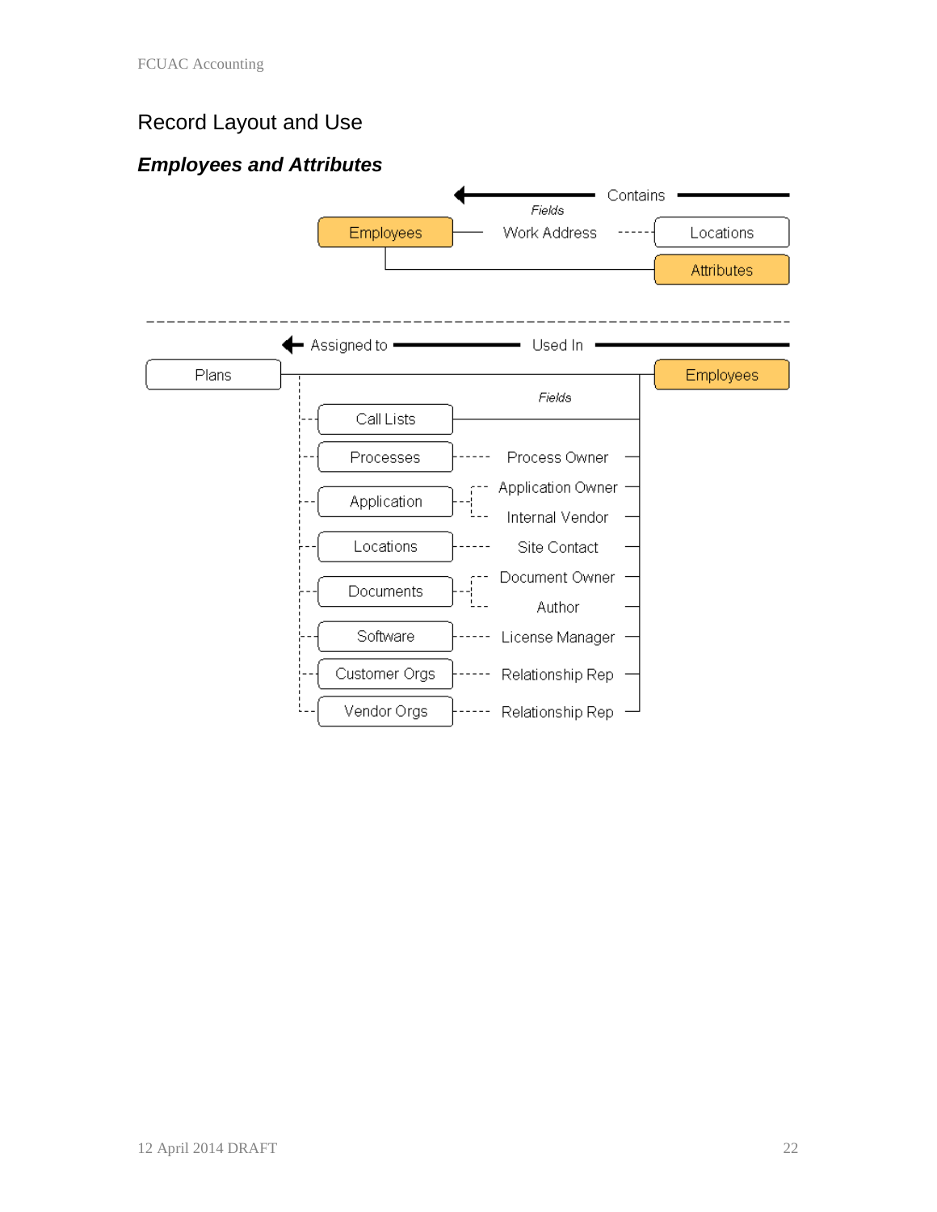# Record Layout and Use

## *Employees and Attributes*

Contains

*Fields*

Employees

Work Address

Locations

Attributes

Assigned to

Used In

Plans

Employees

*Fields*

Call Lists

Processes

Process Owner

Application

Application Owner

Internal Vendor

Locations

Site Contact

Documents

Document Owner

Author

Software

License Manager

Customer Orgs

Relationship Rep

Vendor Orgs

Relationship Rep

12 April 2014 DRAFT